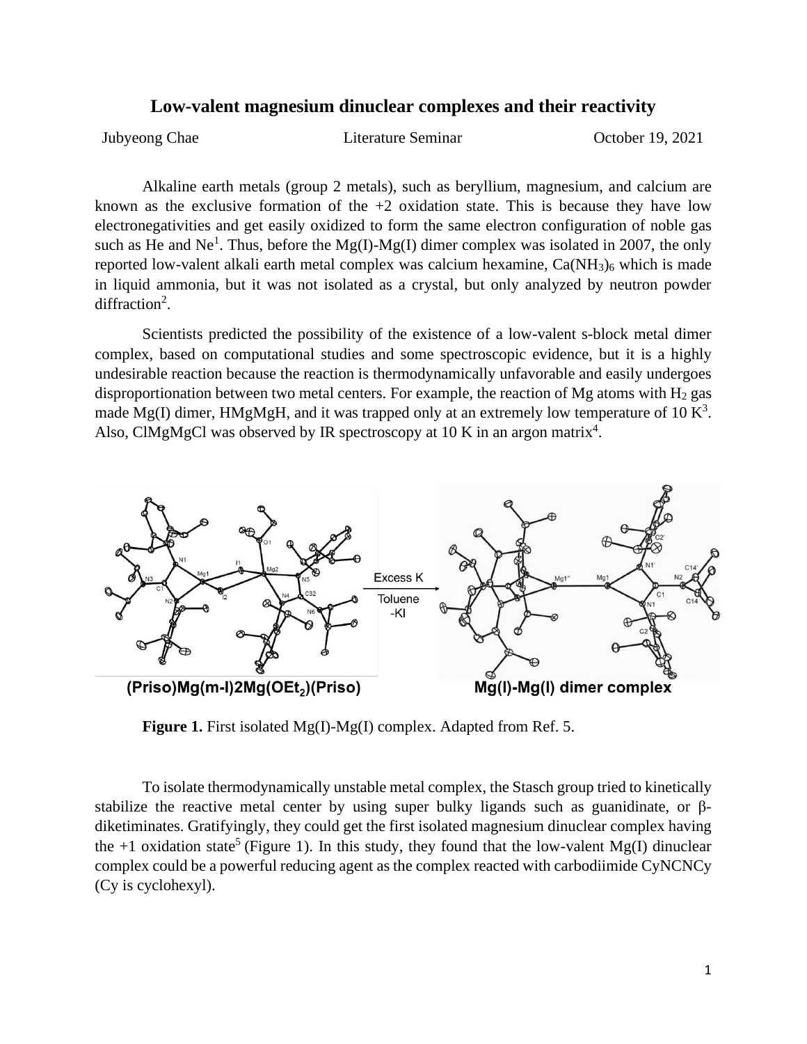# Low-valent magnesium dinuclear complexes and their reactivity

Jubyeong Chae | Literature Seminar | October 19, 2021

Alkaline earth metals (group 2 metals), such as beryllium, magnesium, and calcium are known as the exclusive formation of the +2 oxidation state. This is because they have low electronegativities and get easily oxidized to form the same electron configuration of noble gas such as He and Ne[1]. Thus, before the Mg(I)-Mg(I) dimer complex was isolated in 2007, the only reported low-valent alkali earth metal complex was calcium hexamine, $Ca(NH_3)_6$ which is made in liquid ammonia, but it was not isolated as a crystal, but only analyzed by neutron powder diffraction[2].

Scientists predicted the possibility of the existence of a low-valent s-block metal dimer complex, based on computational studies and some spectroscopic evidence, but it is a highly undesirable reaction because the reaction is thermodynamically unfavorable and easily undergoes disproportionation between two metal centers. For example, the reaction of Mg atoms with $H_2$ gas made Mg(I) dimer, HMgMgH, and it was trapped only at an extremely low temperature of 10 K[3]. Also, ClMgMgCl was observed by IR spectroscopy at 10 K in an argon matrix[4].

(Priso)Mg(m-I)2Mg(OEt$_2$)(Priso) → Excess K, Toluene, -KI → Mg(I)-Mg(I) dimer complex

**Figure 1.** First isolated Mg(I)-Mg(I) complex. Adapted from Ref. 5.

To isolate thermodynamically unstable metal complex, the Stasch group tried to kinetically stabilize the reactive metal center by using super bulky ligands such as guanidinate, or β-diketiminates. Gratifyingly, they could get the first isolated magnesium dinuclear complex having the +1 oxidation state[5] (Figure 1). In this study, they found that the low-valent Mg(I) dinuclear complex could be a powerful reducing agent as the complex reacted with carbodiimide CyNCNCy (Cy is cyclohexyl).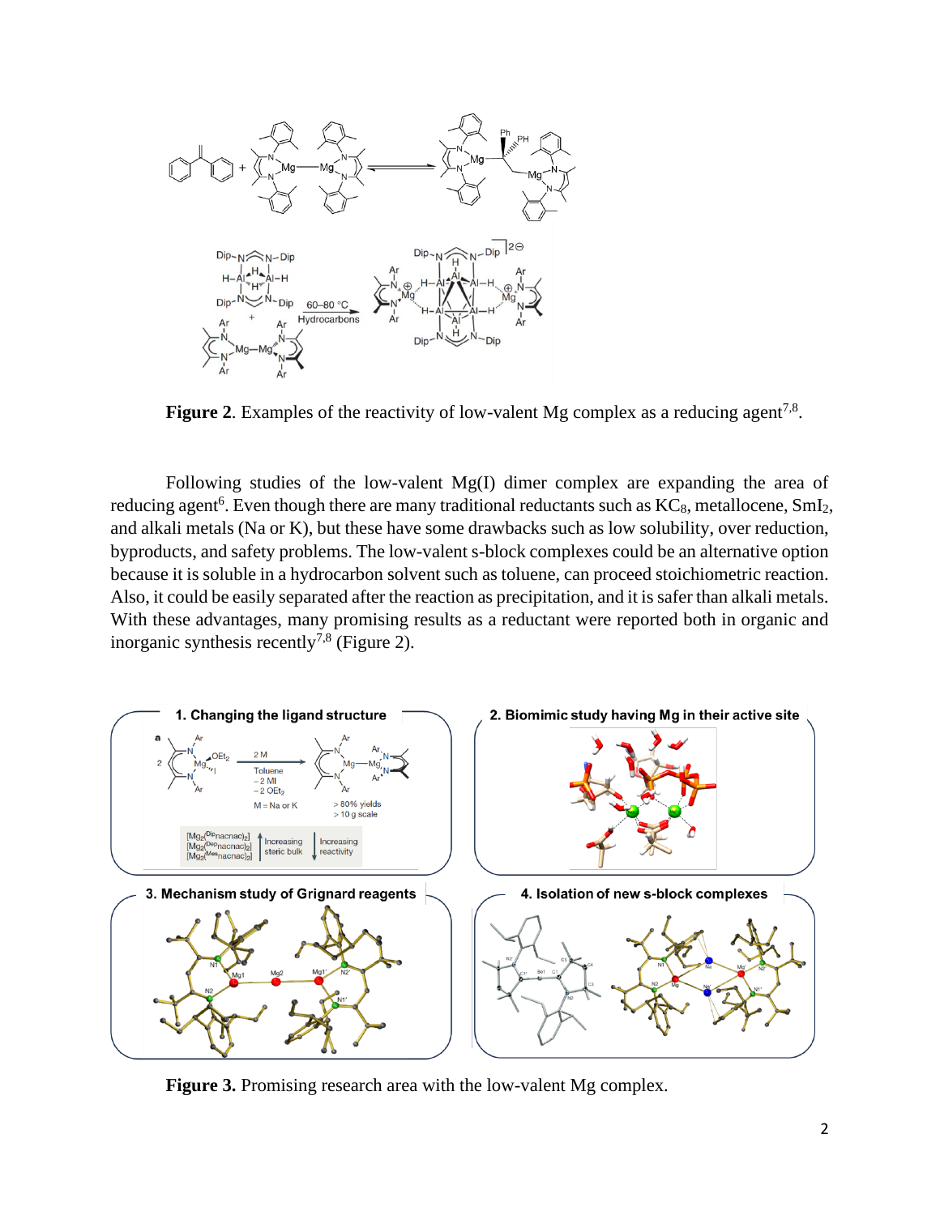**Figure 2**. Examples of the reactivity of low-valent Mg complex as a reducing agent[7,8].

Following studies of the low-valent Mg(I) dimer complex are expanding the area of reducing agent[6]. Even though there are many traditional reductants such as $KC_8$, metallocene, $SmI_2$, and alkali metals (Na or K), but these have some drawbacks such as low solubility, over reduction, byproducts, and safety problems. The low-valent s-block complexes could be an alternative option because it is soluble in a hydrocarbon solvent such as toluene, can proceed stoichiometric reaction. Also, it could be easily separated after the reaction as precipitation, and it is safer than alkali metals. With these advantages, many promising results as a reductant were reported both in organic and inorganic synthesis recently[7,8] (Figure 2).

**Figure 3.** Promising research area with the low-valent Mg complex.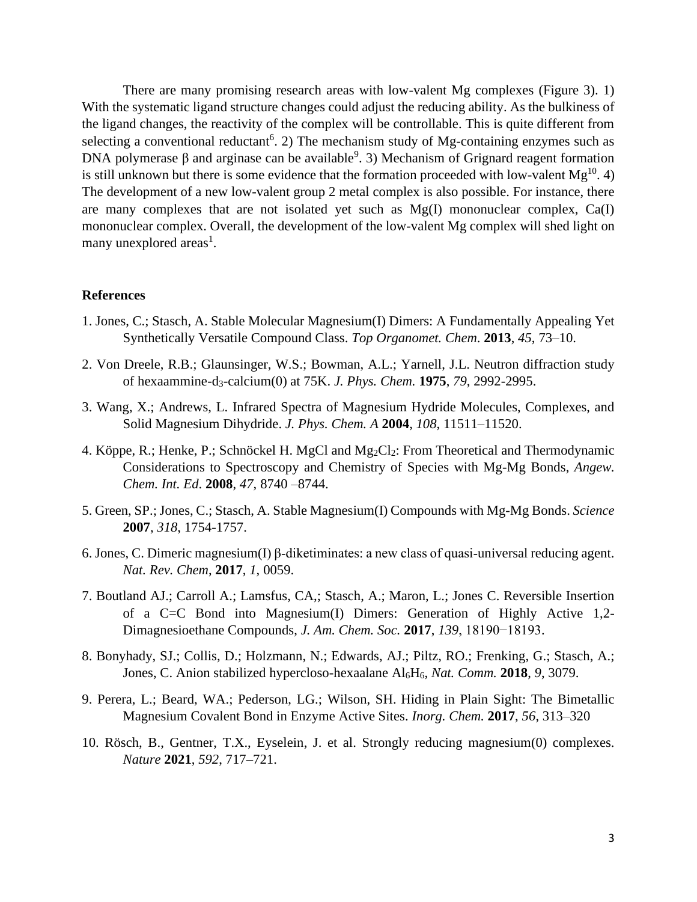There are many promising research areas with low-valent Mg complexes (Figure 3). 1) With the systematic ligand structure changes could adjust the reducing ability. As the bulkiness of the ligand changes, the reactivity of the complex will be controllable. This is quite different from selecting a conventional reductant[6]. 2) The mechanism study of Mg-containing enzymes such as DNA polymerase β and arginase can be available[9]. 3) Mechanism of Grignard reagent formation is still unknown but there is some evidence that the formation proceeded with low-valent Mg[10]. 4) The development of a new low-valent group 2 metal complex is also possible. For instance, there are many complexes that are not isolated yet such as Mg(I) mononuclear complex, Ca(I) mononuclear complex. Overall, the development of the low-valent Mg complex will shed light on many unexplored areas[1].

**References**

1. Jones, C.; Stasch, A. Stable Molecular Magnesium(I) Dimers: A Fundamentally Appealing Yet Synthetically Versatile Compound Class. *Top Organomet. Chem*. **2013**, *45*, 73–10.
2. Von Dreele, R.B.; Glaunsinger, W.S.; Bowman, A.L.; Yarnell, J.L. Neutron diffraction study of hexaammine-$d_3$-calcium(0) at 75K. *J. Phys. Chem.* **1975**, *79*, 2992-2995.
3. Wang, X.; Andrews, L. Infrared Spectra of Magnesium Hydride Molecules, Complexes, and Solid Magnesium Dihydride. *J. Phys. Chem. A* **2004**, *108*, 11511–11520.
4. Köppe, R.; Henke, P.; Schnöckel H. MgCl and $Mg_2Cl_2$: From Theoretical and Thermodynamic Considerations to Spectroscopy and Chemistry of Species with Mg-Mg Bonds, *Angew. Chem. Int. Ed*. **2008**, *47*, 8740 –8744.
5. Green, SP.; Jones, C.; Stasch, A. Stable Magnesium(I) Compounds with Mg-Mg Bonds. *Science* **2007**, *318*, 1754-1757.
6. Jones, C. Dimeric magnesium(I) β-diketiminates: a new class of quasi-universal reducing agent. *Nat. Rev. Chem*, **2017**, *1*, 0059.
7. Boutland AJ.; Carroll A.; Lamsfus, CA,; Stasch, A.; Maron, L.; Jones C. Reversible Insertion of a C=C Bond into Magnesium(I) Dimers: Generation of Highly Active 1,2-Dimagnesioethane Compounds, *J. Am. Chem. Soc.* **2017**, *139*, 18190−18193.
8. Bonyhady, SJ.; Collis, D.; Holzmann, N.; Edwards, AJ.; Piltz, RO.; Frenking, G.; Stasch, A.; Jones, C. Anion stabilized hypercloso-hexaalane $Al_6H_6$, *Nat. Comm.* **2018**, *9*, 3079.
9. Perera, L.; Beard, WA.; Pederson, LG.; Wilson, SH. Hiding in Plain Sight: The Bimetallic Magnesium Covalent Bond in Enzyme Active Sites. *Inorg. Chem.* **2017**, *56*, 313–320
10. Rösch, B., Gentner, T.X., Eyselein, J. et al. Strongly reducing magnesium(0) complexes. *Nature* **2021**, *592*, 717–721.